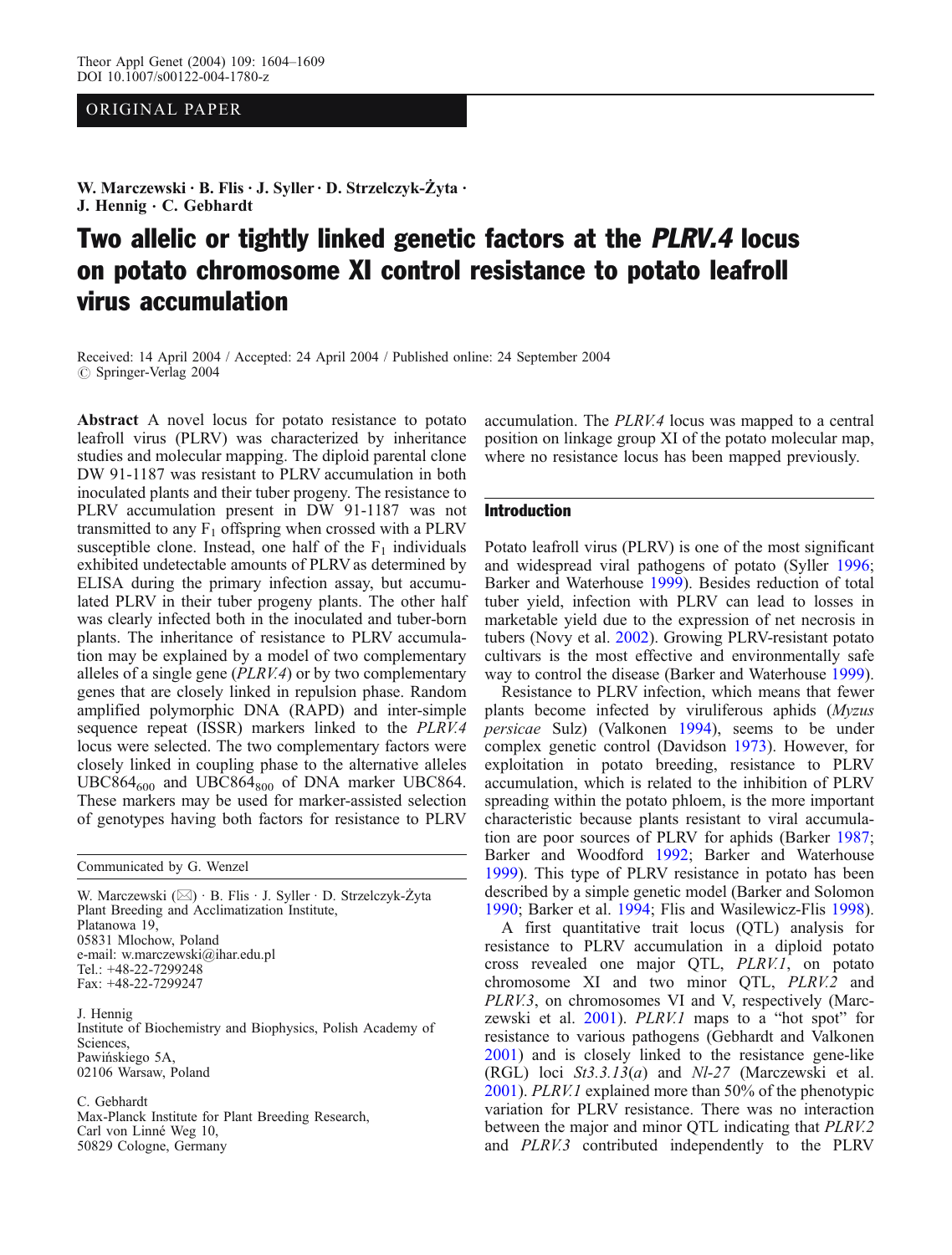ORIGINAL PAPER

W. Marczewski · B. Flis · J. Syller · D. Strzelczyk-Żyta · J. Hennig · C. Gebhardt

# Two allelic or tightly linked genetic factors at the *PLRV.4* locus on potato chromosome XI control resistance to potato leafroll virus accumulation

Received: 14 April 2004 / Accepted: 24 April 2004 / Published online: 24 September 2004
© Springer-Verlag 2004

**Abstract** A novel locus for potato resistance to potato leafroll virus (PLRV) was characterized by inheritance studies and molecular mapping. The diploid parental clone DW 91-1187 was resistant to PLRV accumulation in both inoculated plants and their tuber progeny. The resistance to PLRV accumulation present in DW 91-1187 was not transmitted to any $F_1$ offspring when crossed with a PLRV susceptible clone. Instead, one half of the $F_1$ individuals exhibited undetectable amounts of PLRV as determined by ELISA during the primary infection assay, but accumulated PLRV in their tuber progeny plants. The other half was clearly infected both in the inoculated and tuber-born plants. The inheritance of resistance to PLRV accumulation may be explained by a model of two complementary alleles of a single gene (*PLRV.4*) or by two complementary genes that are closely linked in repulsion phase. Random amplified polymorphic DNA (RAPD) and inter-simple sequence repeat (ISSR) markers linked to the *PLRV.4* locus were selected. The two complementary factors were closely linked in coupling phase to the alternative alleles $UBC864_{600}$ and $UBC864_{800}$ of DNA marker UBC864. These markers may be used for marker-assisted selection of genotypes having both factors for resistance to PLRV accumulation. The *PLRV.4* locus was mapped to a central position on linkage group XI of the potato molecular map, where no resistance locus has been mapped previously.

Communicated by G. Wenzel

W. Marczewski (✉) · B. Flis · J. Syller · D. Strzelczyk-Żyta
Plant Breeding and Acclimatization Institute,
Platanowa 19,
05831 Mlochow, Poland
e-mail: w.marczewski@ihar.edu.pl
Tel.: +48-22-7299248
Fax: +48-22-7299247

J. Hennig
Institute of Biochemistry and Biophysics, Polish Academy of Sciences,
Pawińskiego 5A,
02106 Warsaw, Poland

C. Gebhardt
Max-Planck Institute for Plant Breeding Research,
Carl von Linné Weg 10,
50829 Cologne, Germany

## Introduction

Potato leafroll virus (PLRV) is one of the most significant and widespread viral pathogens of potato (Syller 1996; Barker and Waterhouse 1999). Besides reduction of total tuber yield, infection with PLRV can lead to losses in marketable yield due to the expression of net necrosis in tubers (Novy et al. 2002). Growing PLRV-resistant potato cultivars is the most effective and environmentally safe way to control the disease (Barker and Waterhouse 1999).

Resistance to PLRV infection, which means that fewer plants become infected by viruliferous aphids (*Myzus persicae* Sulz) (Valkonen 1994), seems to be under complex genetic control (Davidson 1973). However, for exploitation in potato breeding, resistance to PLRV accumulation, which is related to the inhibition of PLRV spreading within the potato phloem, is the more important characteristic because plants resistant to viral accumulation are poor sources of PLRV for aphids (Barker 1987; Barker and Woodford 1992; Barker and Waterhouse 1999). This type of PLRV resistance in potato has been described by a simple genetic model (Barker and Solomon 1990; Barker et al. 1994; Flis and Wasilewicz-Flis 1998).

A first quantitative trait locus (QTL) analysis for resistance to PLRV accumulation in a diploid potato cross revealed one major QTL, *PLRV.1*, on potato chromosome XI and two minor QTL, *PLRV.2* and *PLRV.3*, on chromosomes VI and V, respectively (Marczewski et al. 2001). *PLRV.1* maps to a "hot spot" for resistance to various pathogens (Gebhardt and Valkonen 2001) and is closely linked to the resistance gene-like (RGL) loci *St3.3.13*(*a*) and *Nl-27* (Marczewski et al. 2001). *PLRV.1* explained more than 50% of the phenotypic variation for PLRV resistance. There was no interaction between the major and minor QTL indicating that *PLRV.2* and *PLRV.3* contributed independently to the PLRV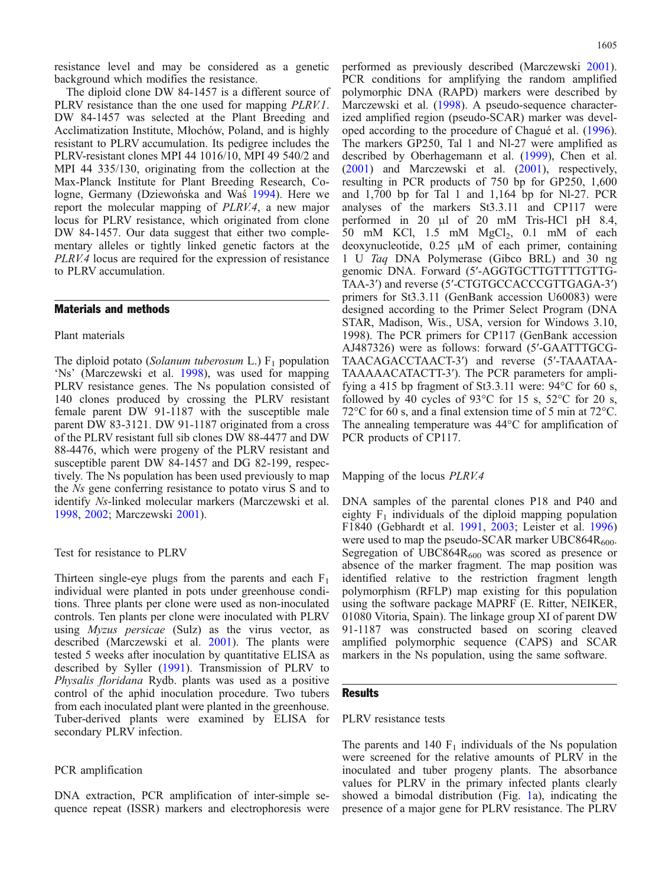resistance level and may be considered as a genetic background which modifies the resistance.

The diploid clone DW 84-1457 is a different source of PLRV resistance than the one used for mapping *PLRV.1*. DW 84-1457 was selected at the Plant Breeding and Acclimatization Institute, Młochów, Poland, and is highly resistant to PLRV accumulation. Its pedigree includes the PLRV-resistant clones MPI 44 1016/10, MPI 49 540/2 and MPI 44 335/130, originating from the collection at the Max-Planck Institute for Plant Breeding Research, Cologne, Germany (Dziewońska and Waś 1994). Here we report the molecular mapping of *PLRV.4*, a new major locus for PLRV resistance, which originated from clone DW 84-1457. Our data suggest that either two complementary alleles or tightly linked genetic factors at the *PLRV.4* locus are required for the expression of resistance to PLRV accumulation.

## Materials and methods

### Plant materials

The diploid potato (*Solanum tuberosum* L.) $F_1$ population 'Ns' (Marczewski et al. 1998), was used for mapping PLRV resistance genes. The Ns population consisted of 140 clones produced by crossing the PLRV resistant female parent DW 91-1187 with the susceptible male parent DW 83-3121. DW 91-1187 originated from a cross of the PLRV resistant full sib clones DW 88-4477 and DW 88-4476, which were progeny of the PLRV resistant and susceptible parent DW 84-1457 and DG 82-199, respectively. The Ns population has been used previously to map the *Ns* gene conferring resistance to potato virus S and to identify *Ns*-linked molecular markers (Marczewski et al. 1998, 2002; Marczewski 2001).

### Test for resistance to PLRV

Thirteen single-eye plugs from the parents and each $F_1$ individual were planted in pots under greenhouse conditions. Three plants per clone were used as non-inoculated controls. Ten plants per clone were inoculated with PLRV using *Myzus persicae* (Sulz) as the virus vector, as described (Marczewski et al. 2001). The plants were tested 5 weeks after inoculation by quantitative ELISA as described by Syller (1991). Transmission of PLRV to *Physalis floridana* Rydb. plants was used as a positive control of the aphid inoculation procedure. Two tubers from each inoculated plant were planted in the greenhouse. Tuber-derived plants were examined by ELISA for secondary PLRV infection.

### PCR amplification

DNA extraction, PCR amplification of inter-simple sequence repeat (ISSR) markers and electrophoresis were performed as previously described (Marczewski 2001). PCR conditions for amplifying the random amplified polymorphic DNA (RAPD) markers were described by Marczewski et al. (1998). A pseudo-sequence characterized amplified region (pseudo-SCAR) marker was developed according to the procedure of Chagué et al. (1996). The markers GP250, Tal 1 and Nl-27 were amplified as described by Oberhagemann et al. (1999), Chen et al. (2001) and Marczewski et al. (2001), respectively, resulting in PCR products of 750 bp for GP250, 1,600 and 1,700 bp for Tal 1 and 1,164 bp for Nl-27. PCR analyses of the markers St3.3.11 and CP117 were performed in 20 μl of 20 mM Tris-HCl pH 8.4, 50 mM KCl, 1.5 mM $MgCl_2$, 0.1 mM of each deoxynucleotide, 0.25 μM of each primer, containing 1 U *Taq* DNA Polymerase (Gibco BRL) and 30 ng genomic DNA. Forward (5′-AGGTGCTTGTTTTGTTGTAA-3′) and reverse (5′-CTGTGCCACCCGTTGAGA-3′) primers for St3.3.11 (GenBank accession U60083) were designed according to the Primer Select Program (DNA STAR, Madison, Wis., USA, version for Windows 3.10, 1998). The PCR primers for CP117 (GenBank accession AJ487326) were as follows: forward (5′-GAATTTGCGTAACAGACCTAACT-3′) and reverse (5′-TAAATAATAAAAACATACTT-3′). The PCR parameters for amplifying a 415 bp fragment of St3.3.11 were: 94°C for 60 s, followed by 40 cycles of 93°C for 15 s, 52°C for 20 s, 72°C for 60 s, and a final extension time of 5 min at 72°C. The annealing temperature was 44°C for amplification of PCR products of CP117.

### Mapping of the locus *PLRV.4*

DNA samples of the parental clones P18 and P40 and eighty $F_1$ individuals of the diploid mapping population F1840 (Gebhardt et al. 1991, 2003; Leister et al. 1996) were used to map the pseudo-SCAR marker $UBC864R_{600}$. Segregation of $UBC864R_{600}$ was scored as presence or absence of the marker fragment. The map position was identified relative to the restriction fragment length polymorphism (RFLP) map existing for this population using the software package MAPRF (E. Ritter, NEIKER, 01080 Vitoria, Spain). The linkage group XI of parent DW 91-1187 was constructed based on scoring cleaved amplified polymorphic sequence (CAPS) and SCAR markers in the Ns population, using the same software.

## Results

### PLRV resistance tests

The parents and 140 $F_1$ individuals of the Ns population were screened for the relative amounts of PLRV in the inoculated and tuber progeny plants. The absorbance values for PLRV in the primary infected plants clearly showed a bimodal distribution (Fig. 1a), indicating the presence of a major gene for PLRV resistance. The PLRV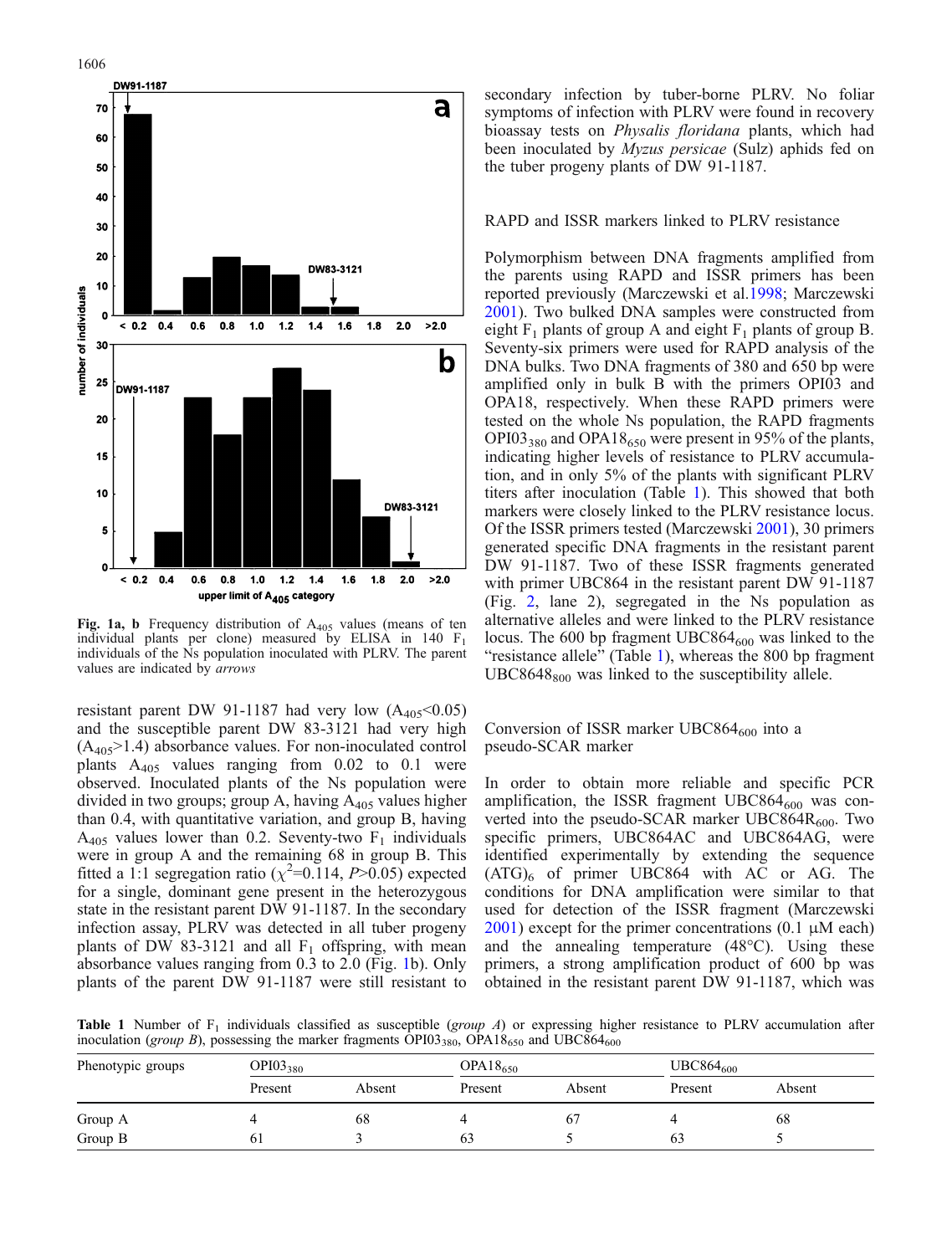Fig. 1a, b Frequency distribution of $A_{405}$ values (means of ten individual plants per clone) measured by ELISA in 140 $F_1$ individuals of the Ns population inoculated with PLRV. The parent values are indicated by *arrows*

resistant parent DW 91-1187 had very low ($A_{405}$<0.05) and the susceptible parent DW 83-3121 had very high ($A_{405}$>1.4) absorbance values. For non-inoculated control plants $A_{405}$ values ranging from 0.02 to 0.1 were observed. Inoculated plants of the Ns population were divided in two groups; group A, having $A_{405}$ values higher than 0.4, with quantitative variation, and group B, having $A_{405}$ values lower than 0.2. Seventy-two $F_1$ individuals were in group A and the remaining 68 in group B. This fitted a 1:1 segregation ratio ($\chi^2$=0.114, $P$>0.05) expected for a single, dominant gene present in the heterozygous state in the resistant parent DW 91-1187. In the secondary infection assay, PLRV was detected in all tuber progeny plants of DW 83-3121 and all $F_1$ offspring, with mean absorbance values ranging from 0.3 to 2.0 (Fig. 1b). Only plants of the parent DW 91-1187 were still resistant to secondary infection by tuber-borne PLRV. No foliar symptoms of infection with PLRV were found in recovery bioassay tests on *Physalis floridana* plants, which had been inoculated by *Myzus persicae* (Sulz) aphids fed on the tuber progeny plants of DW 91-1187.

## RAPD and ISSR markers linked to PLRV resistance

Polymorphism between DNA fragments amplified from the parents using RAPD and ISSR primers has been reported previously (Marczewski et al. 1998; Marczewski 2001). Two bulked DNA samples were constructed from eight $F_1$ plants of group A and eight $F_1$ plants of group B. Seventy-six primers were used for RAPD analysis of the DNA bulks. Two DNA fragments of 380 and 650 bp were amplified only in bulk B with the primers OPI03 and OPA18, respectively. When these RAPD primers were tested on the whole Ns population, the RAPD fragments $OPI03_{380}$ and $OPA18_{650}$ were present in 95% of the plants, indicating higher levels of resistance to PLRV accumulation, and in only 5% of the plants with significant PLRV titers after inoculation (Table 1). This showed that both markers were closely linked to the PLRV resistance locus. Of the ISSR primers tested (Marczewski 2001), 30 primers generated specific DNA fragments in the resistant parent DW 91-1187. Two of these ISSR fragments generated with primer UBC864 in the resistant parent DW 91-1187 (Fig. 2, lane 2), segregated in the Ns population as alternative alleles and were linked to the PLRV resistance locus. The 600 bp fragment $UBC864_{600}$ was linked to the "resistance allele" (Table 1), whereas the 800 bp fragment $UBC8648_{800}$ was linked to the susceptibility allele.

## Conversion of ISSR marker $UBC864_{600}$ into a pseudo-SCAR marker

In order to obtain more reliable and specific PCR amplification, the ISSR fragment $UBC864_{600}$ was converted into the pseudo-SCAR marker $UBC864R_{600}$. Two specific primers, UBC864AC and UBC864AG, were identified experimentally by extending the sequence $(ATG)_6$ of primer UBC864 with AC or AG. The conditions for DNA amplification were similar to that used for detection of the ISSR fragment (Marczewski 2001) except for the primer concentrations (0.1 μM each) and the annealing temperature (48°C). Using these primers, a strong amplification product of 600 bp was obtained in the resistant parent DW 91-1187, which was

**Table 1** Number of $F_1$ individuals classified as susceptible (*group A*) or expressing higher resistance to PLRV accumulation after inoculation (*group B*), possessing the marker fragments $OPI03_{380}$, $OPA18_{650}$ and $UBC864_{600}$

| Phenotypic groups | $OPI03_{380}$ | | $OPA18_{650}$ | | $UBC864_{600}$ | |
|---|---|---|---|---|---|---|
| | Present | Absent | Present | Absent | Present | Absent |
| Group A | 4 | 68 | 4 | 67 | 4 | 68 |
| Group B | 61 | 3 | 63 | 5 | 63 | 5 |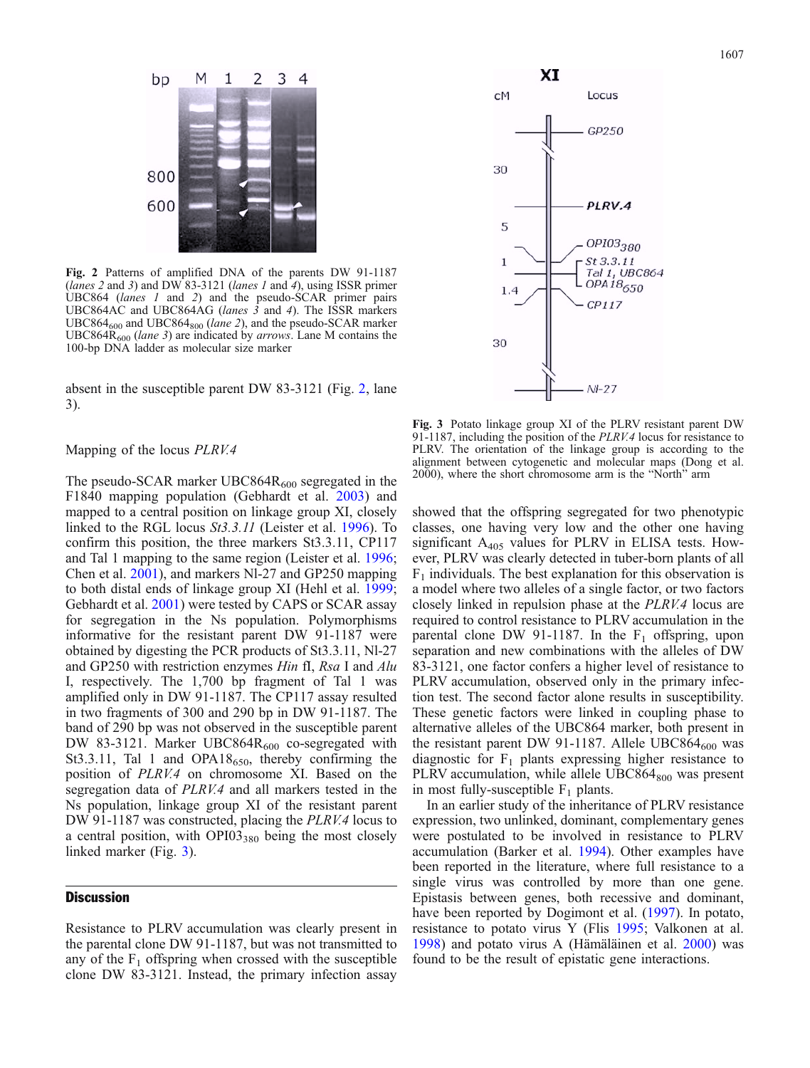**Fig. 2** Patterns of amplified DNA of the parents DW 91-1187 (*lanes 2* and *3*) and DW 83-3121 (*lanes 1* and *4*), using ISSR primer UBC864 (*lanes 1* and *2*) and the pseudo-SCAR primer pairs UBC864AC and UBC864AG (*lanes 3* and *4*). The ISSR markers $UBC864_{600}$ and $UBC864_{800}$ (*lane 2*), and the pseudo-SCAR marker $UBC864R_{600}$ (*lane 3*) are indicated by *arrows*. Lane M contains the 100-bp DNA ladder as molecular size marker

absent in the susceptible parent DW 83-3121 (Fig. 2, lane 3).

### Mapping of the locus *PLRV.4*

The pseudo-SCAR marker $UBC864R_{600}$ segregated in the F1840 mapping population (Gebhardt et al. 2003) and mapped to a central position on linkage group XI, closely linked to the RGL locus *St3.3.11* (Leister et al. 1996). To confirm this position, the three markers St3.3.11, CP117 and Tal 1 mapping to the same region (Leister et al. 1996; Chen et al. 2001), and markers Nl-27 and GP250 mapping to both distal ends of linkage group XI (Hehl et al. 1999; Gebhardt et al. 2001) were tested by CAPS or SCAR assay for segregation in the Ns population. Polymorphisms informative for the resistant parent DW 91-1187 were obtained by digesting the PCR products of St3.3.11, Nl-27 and GP250 with restriction enzymes *Hin* fI, *Rsa* I and *Alu* I, respectively. The 1,700 bp fragment of Tal 1 was amplified only in DW 91-1187. The CP117 assay resulted in two fragments of 300 and 290 bp in DW 91-1187. The band of 290 bp was not observed in the susceptible parent DW 83-3121. Marker $UBC864R_{600}$ co-segregated with St3.3.11, Tal 1 and $OPA18_{650}$, thereby confirming the position of *PLRV.4* on chromosome XI. Based on the segregation data of *PLRV.4* and all markers tested in the Ns population, linkage group XI of the resistant parent DW 91-1187 was constructed, placing the *PLRV.4* locus to a central position, with $OPI03_{380}$ being the most closely linked marker (Fig. 3).

**Fig. 3** Potato linkage group XI of the PLRV resistant parent DW 91-1187, including the position of the *PLRV.4* locus for resistance to PLRV. The orientation of the linkage group is according to the alignment between cytogenetic and molecular maps (Dong et al. 2000), where the short chromosome arm is the "North" arm

## Discussion

Resistance to PLRV accumulation was clearly present in the parental clone DW 91-1187, but was not transmitted to any of the $F_1$ offspring when crossed with the susceptible clone DW 83-3121. Instead, the primary infection assay showed that the offspring segregated for two phenotypic classes, one having very low and the other one having significant $A_{405}$ values for PLRV in ELISA tests. However, PLRV was clearly detected in tuber-born plants of all $F_1$ individuals. The best explanation for this observation is a model where two alleles of a single factor, or two factors closely linked in repulsion phase at the *PLRV.4* locus are required to control resistance to PLRV accumulation in the parental clone DW 91-1187. In the $F_1$ offspring, upon separation and new combinations with the alleles of DW 83-3121, one factor confers a higher level of resistance to PLRV accumulation, observed only in the primary infection test. The second factor alone results in susceptibility. These genetic factors were linked in coupling phase to alternative alleles of the UBC864 marker, both present in the resistant parent DW 91-1187. Allele $UBC864_{600}$ was diagnostic for $F_1$ plants expressing higher resistance to PLRV accumulation, while allele $UBC864_{800}$ was present in most fully-susceptible $F_1$ plants.

In an earlier study of the inheritance of PLRV resistance expression, two unlinked, dominant, complementary genes were postulated to be involved in resistance to PLRV accumulation (Barker et al. 1994). Other examples have been reported in the literature, where full resistance to a single virus was controlled by more than one gene. Epistasis between genes, both recessive and dominant, have been reported by Dogimont et al. (1997). In potato, resistance to potato virus Y (Flis 1995; Valkonen at al. 1998) and potato virus A (Hämäläinen et al. 2000) was found to be the result of epistatic gene interactions.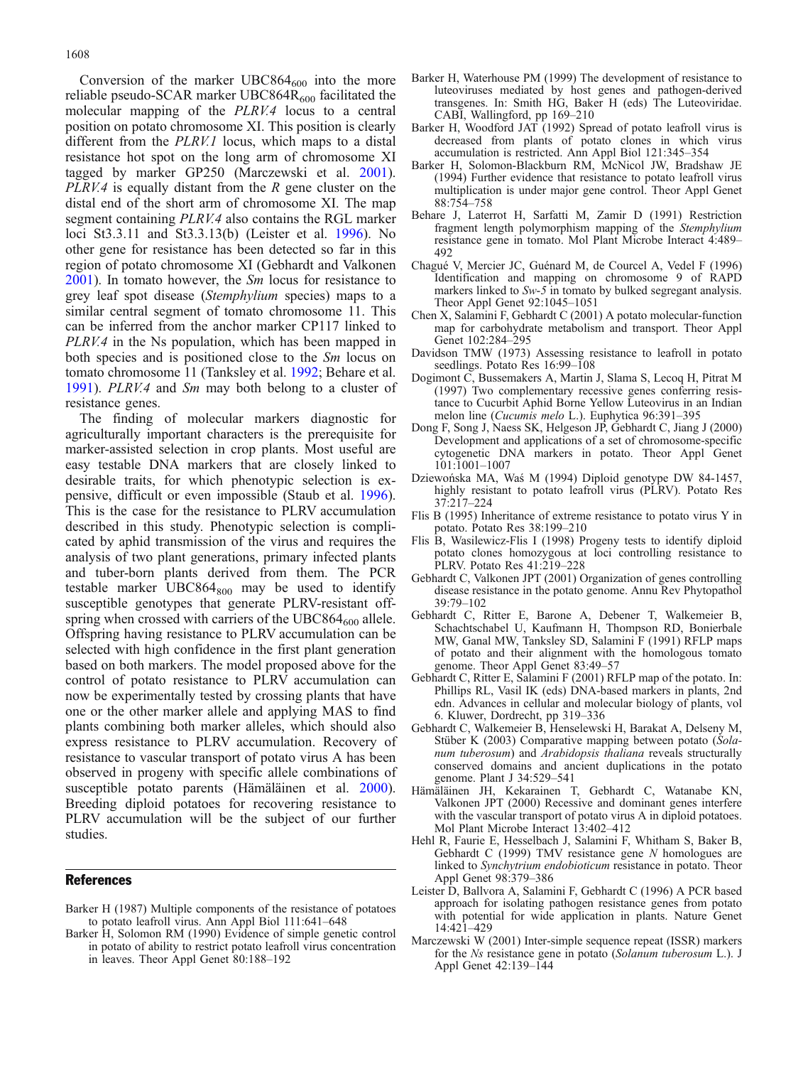Conversion of the marker $UBC864_{600}$ into the more reliable pseudo-SCAR marker $UBC864R_{600}$ facilitated the molecular mapping of the *PLRV.4* locus to a central position on potato chromosome XI. This position is clearly different from the *PLRV.1* locus, which maps to a distal resistance hot spot on the long arm of chromosome XI tagged by marker GP250 (Marczewski et al. 2001). *PLRV.4* is equally distant from the *R* gene cluster on the distal end of the short arm of chromosome XI. The map segment containing *PLRV.4* also contains the RGL marker loci St3.3.11 and St3.3.13(b) (Leister et al. 1996). No other gene for resistance has been detected so far in this region of potato chromosome XI (Gebhardt and Valkonen 2001). In tomato however, the *Sm* locus for resistance to grey leaf spot disease (*Stemphylium* species) maps to a similar central segment of tomato chromosome 11. This can be inferred from the anchor marker CP117 linked to *PLRV.4* in the Ns population, which has been mapped in both species and is positioned close to the *Sm* locus on tomato chromosome 11 (Tanksley et al. 1992; Behare et al. 1991). *PLRV.4* and *Sm* may both belong to a cluster of resistance genes.

The finding of molecular markers diagnostic for agriculturally important characters is the prerequisite for marker-assisted selection in crop plants. Most useful are easy testable DNA markers that are closely linked to desirable traits, for which phenotypic selection is expensive, difficult or even impossible (Staub et al. 1996). This is the case for the resistance to PLRV accumulation described in this study. Phenotypic selection is complicated by aphid transmission of the virus and requires the analysis of two plant generations, primary infected plants and tuber-born plants derived from them. The PCR testable marker $UBC864_{800}$ may be used to identify susceptible genotypes that generate PLRV-resistant offspring when crossed with carriers of the $UBC864_{600}$ allele. Offspring having resistance to PLRV accumulation can be selected with high confidence in the first plant generation based on both markers. The model proposed above for the control of potato resistance to PLRV accumulation can now be experimentally tested by crossing plants that have one or the other marker allele and applying MAS to find plants combining both marker alleles, which should also express resistance to PLRV accumulation. Recovery of resistance to vascular transport of potato virus A has been observed in progeny with specific allele combinations of susceptible potato parents (Hämäläinen et al. 2000). Breeding diploid potatoes for recovering resistance to PLRV accumulation will be the subject of our further studies.

## References

Barker H (1987) Multiple components of the resistance of potatoes to potato leafroll virus. Ann Appl Biol 111:641–648

Barker H, Solomon RM (1990) Evidence of simple genetic control in potato of ability to restrict potato leafroll virus concentration in leaves. Theor Appl Genet 80:188–192

Barker H, Waterhouse PM (1999) The development of resistance to luteoviruses mediated by host genes and pathogen-derived transgenes. In: Smith HG, Baker H (eds) The Luteoviridae. CABI, Wallingford, pp 169–210

Barker H, Woodford JAT (1992) Spread of potato leafroll virus is decreased from plants of potato clones in which virus accumulation is restricted. Ann Appl Biol 121:345–354

Barker H, Solomon-Blackburn RM, McNicol JW, Bradshaw JE (1994) Further evidence that resistance to potato leafroll virus multiplication is under major gene control. Theor Appl Genet 88:754–758

Behare J, Laterrot H, Sarfatti M, Zamir D (1991) Restriction fragment length polymorphism mapping of the *Stemphylium* resistance gene in tomato. Mol Plant Microbe Interact 4:489–492

Chagué V, Mercier JC, Guénard M, de Courcel A, Vedel F (1996) Identification and mapping on chromosome 9 of RAPD markers linked to *Sw-5* in tomato by bulked segregant analysis. Theor Appl Genet 92:1045–1051

Chen X, Salamini F, Gebhardt C (2001) A potato molecular-function map for carbohydrate metabolism and transport. Theor Appl Genet 102:284–295

Davidson TMW (1973) Assessing resistance to leafroll in potato seedlings. Potato Res 16:99–108

Dogimont C, Bussemakers A, Martin J, Slama S, Lecoq H, Pitrat M (1997) Two complementary recessive genes conferring resistance to Cucurbit Aphid Borne Yellow Luteovirus in an Indian melon line (*Cucumis melo* L.). Euphytica 96:391–395

Dong F, Song J, Naess SK, Helgeson JP, Gebhardt C, Jiang J (2000) Development and applications of a set of chromosome-specific cytogenetic DNA markers in potato. Theor Appl Genet 101:1001–1007

Dziewońska MA, Waś M (1994) Diploid genotype DW 84-1457, highly resistant to potato leafroll virus (PLRV). Potato Res 37:217–224

Flis B (1995) Inheritance of extreme resistance to potato virus Y in potato. Potato Res 38:199–210

Flis B, Wasilewicz-Flis I (1998) Progeny tests to identify diploid potato clones homozygous at loci controlling resistance to PLRV. Potato Res 41:219–228

Gebhardt C, Valkonen JPT (2001) Organization of genes controlling disease resistance in the potato genome. Annu Rev Phytopathol 39:79–102

Gebhardt C, Ritter E, Barone A, Debener T, Walkemeier B, Schachtschabel U, Kaufmann H, Thompson RD, Bonierbale MW, Ganal MW, Tanksley SD, Salamini F (1991) RFLP maps of potato and their alignment with the homologous tomato genome. Theor Appl Genet 83:49–57

Gebhardt C, Ritter E, Salamini F (2001) RFLP map of the potato. In: Phillips RL, Vasil IK (eds) DNA-based markers in plants, 2nd edn. Advances in cellular and molecular biology of plants, vol 6. Kluwer, Dordrecht, pp 319–336

Gebhardt C, Walkemeier B, Henselewski H, Barakat A, Delseny M, Stüber K (2003) Comparative mapping between potato (*Solanum tuberosum*) and *Arabidopsis thaliana* reveals structurally conserved domains and ancient duplications in the potato genome. Plant J 34:529–541

Hämäläinen JH, Kekarainen T, Gebhardt C, Watanabe KN, Valkonen JPT (2000) Recessive and dominant genes interfere with the vascular transport of potato virus A in diploid potatoes. Mol Plant Microbe Interact 13:402–412

Hehl R, Faurie E, Hesselbach J, Salamini F, Whitham S, Baker B, Gebhardt C (1999) TMV resistance gene *N* homologues are linked to *Synchytrium endobioticum* resistance in potato. Theor Appl Genet 98:379–386

Leister D, Ballvora A, Salamini F, Gebhardt C (1996) A PCR based approach for isolating pathogen resistance genes from potato with potential for wide application in plants. Nature Genet 14:421–429

Marczewski W (2001) Inter-simple sequence repeat (ISSR) markers for the *Ns* resistance gene in potato (*Solanum tuberosum* L.). J Appl Genet 42:139–144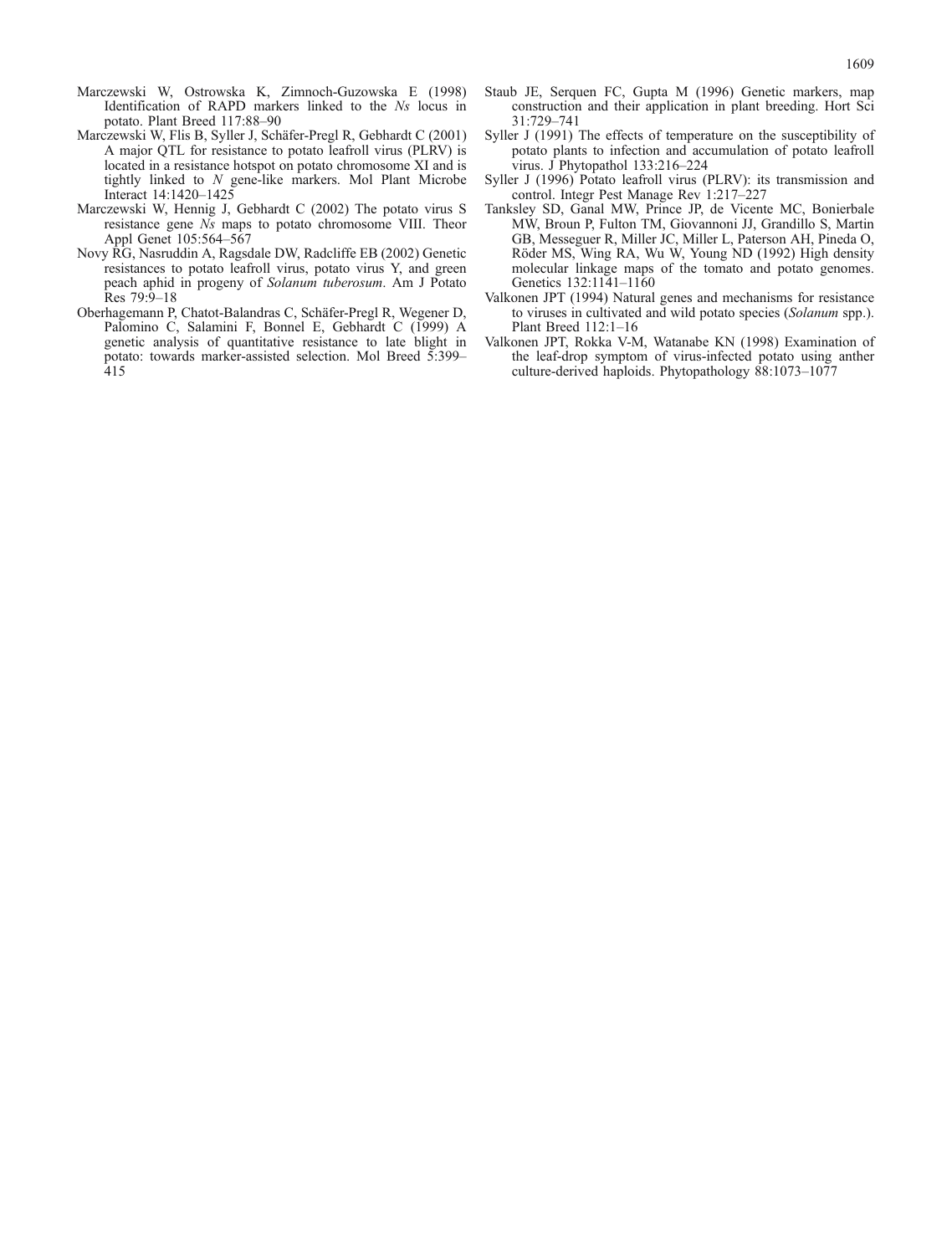Marczewski W, Ostrowska K, Zimnoch-Guzowska E (1998) Identification of RAPD markers linked to the *Ns* locus in potato. Plant Breed 117:88–90

Marczewski W, Flis B, Syller J, Schäfer-Pregl R, Gebhardt C (2001) A major QTL for resistance to potato leafroll virus (PLRV) is located in a resistance hotspot on potato chromosome XI and is tightly linked to *N* gene-like markers. Mol Plant Microbe Interact 14:1420–1425

Marczewski W, Hennig J, Gebhardt C (2002) The potato virus S resistance gene *Ns* maps to potato chromosome VIII. Theor Appl Genet 105:564–567

Novy RG, Nasruddin A, Ragsdale DW, Radcliffe EB (2002) Genetic resistances to potato leafroll virus, potato virus Y, and green peach aphid in progeny of *Solanum tuberosum*. Am J Potato Res 79:9–18

Oberhagemann P, Chatot-Balandras C, Schäfer-Pregl R, Wegener D, Palomino C, Salamini F, Bonnel E, Gebhardt C (1999) A genetic analysis of quantitative resistance to late blight in potato: towards marker-assisted selection. Mol Breed 5:399–415

Staub JE, Serquen FC, Gupta M (1996) Genetic markers, map construction and their application in plant breeding. Hort Sci 31:729–741

Syller J (1991) The effects of temperature on the susceptibility of potato plants to infection and accumulation of potato leafroll virus. J Phytopathol 133:216–224

Syller J (1996) Potato leafroll virus (PLRV): its transmission and control. Integr Pest Manage Rev 1:217–227

Tanksley SD, Ganal MW, Prince JP, de Vicente MC, Bonierbale MW, Broun P, Fulton TM, Giovannoni JJ, Grandillo S, Martin GB, Messeguer R, Miller JC, Miller L, Paterson AH, Pineda O, Röder MS, Wing RA, Wu W, Young ND (1992) High density molecular linkage maps of the tomato and potato genomes. Genetics 132:1141–1160

Valkonen JPT (1994) Natural genes and mechanisms for resistance to viruses in cultivated and wild potato species (*Solanum* spp.). Plant Breed 112:1–16

Valkonen JPT, Rokka V-M, Watanabe KN (1998) Examination of the leaf-drop symptom of virus-infected potato using anther culture-derived haploids. Phytopathology 88:1073–1077